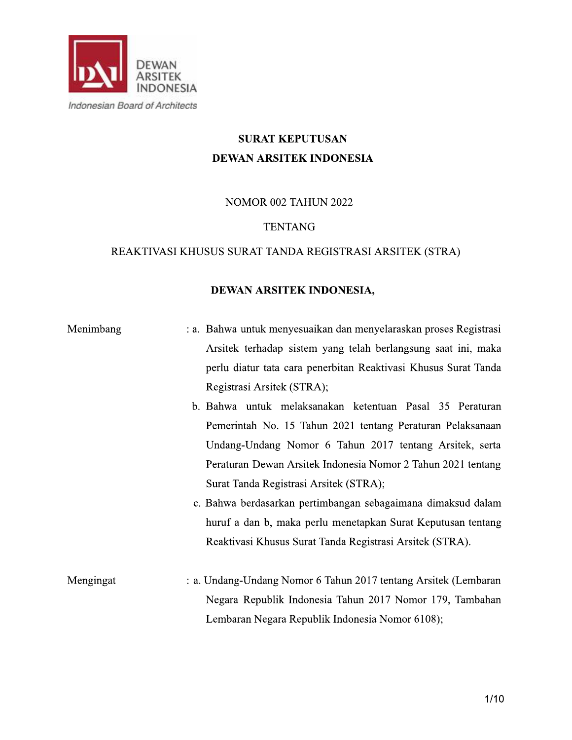DEWAN ARSITEK INDONESIA

*Indonesian Board of Architects*

**SURAT KEPUTUSAN**

**DEWAN ARSITEK INDONESIA**

NOMOR 002 TAHUN 2022

TENTANG

REAKTIVASI KHUSUS SURAT TANDA REGISTRASI ARSITEK (STRA)

**DEWAN ARSITEK INDONESIA,**

Menimbang :

a. Bahwa untuk menyesuaikan dan menyelaraskan proses Registrasi Arsitek terhadap sistem yang telah berlangsung saat ini, maka perlu diatur tata cara penerbitan Reaktivasi Khusus Surat Tanda Registrasi Arsitek (STRA);

b. Bahwa untuk melaksanakan ketentuan Pasal 35 Peraturan Pemerintah No. 15 Tahun 2021 tentang Peraturan Pelaksanaan Undang-Undang Nomor 6 Tahun 2017 tentang Arsitek, serta Peraturan Dewan Arsitek Indonesia Nomor 2 Tahun 2021 tentang Surat Tanda Registrasi Arsitek (STRA);

c. Bahwa berdasarkan pertimbangan sebagaimana dimaksud dalam huruf a dan b, maka perlu menetapkan Surat Keputusan tentang Reaktivasi Khusus Surat Tanda Registrasi Arsitek (STRA).

Mengingat :

a. Undang-Undang Nomor 6 Tahun 2017 tentang Arsitek (Lembaran Negara Republik Indonesia Tahun 2017 Nomor 179, Tambahan Lembaran Negara Republik Indonesia Nomor 6108);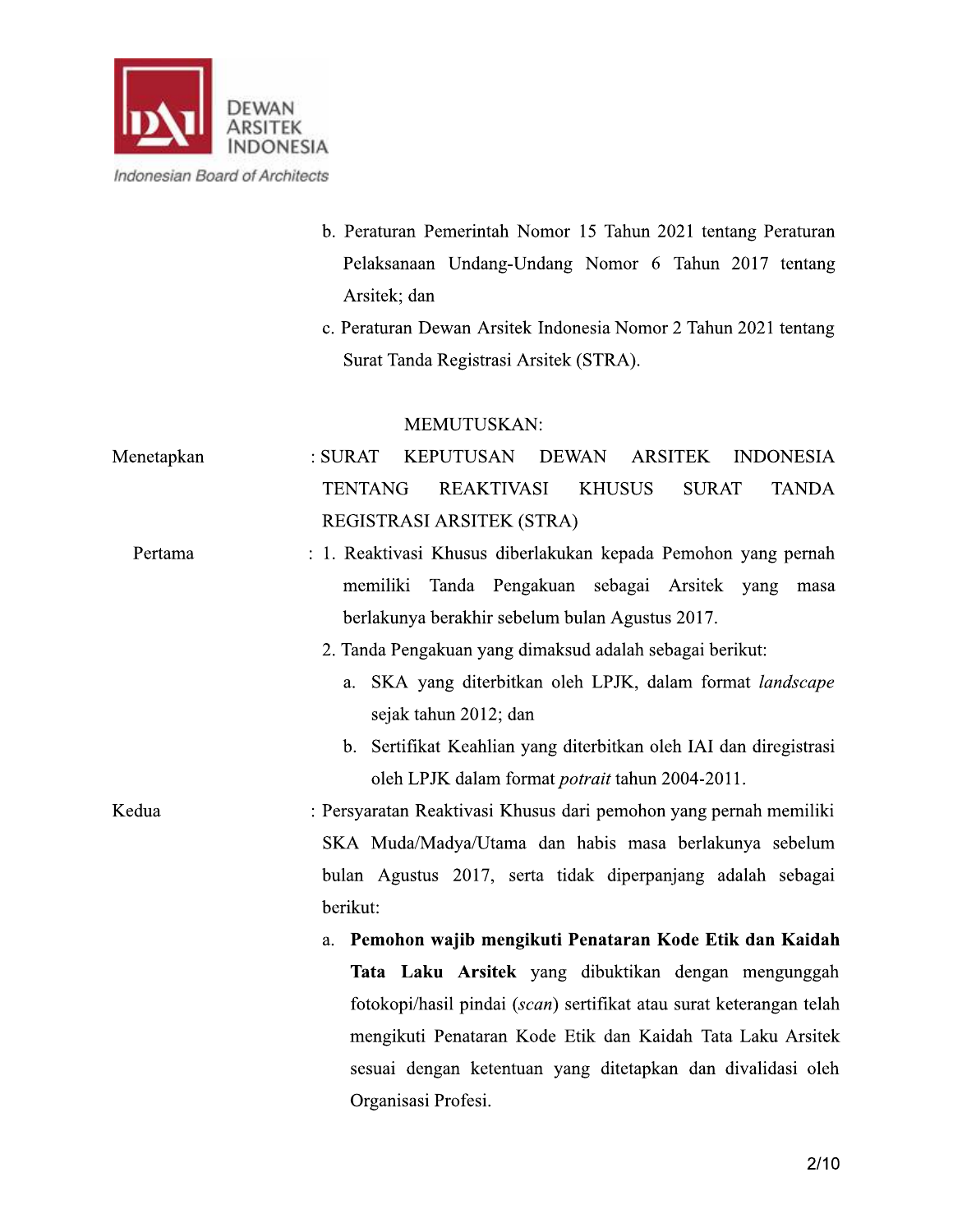b. Peraturan Pemerintah Nomor 15 Tahun 2021 tentang Peraturan Pelaksanaan Undang-Undang Nomor 6 Tahun 2017 tentang Arsitek; dan

c. Peraturan Dewan Arsitek Indonesia Nomor 2 Tahun 2021 tentang Surat Tanda Registrasi Arsitek (STRA).

MEMUTUSKAN:

Menetapkan : SURAT KEPUTUSAN DEWAN ARSITEK INDONESIA TENTANG REAKTIVASI KHUSUS SURAT TANDA REGISTRASI ARSITEK (STRA)

Pertama :

1. Reaktivasi Khusus diberlakukan kepada Pemohon yang pernah memiliki Tanda Pengakuan sebagai Arsitek yang masa berlakunya berakhir sebelum bulan Agustus 2017.
2. Tanda Pengakuan yang dimaksud adalah sebagai berikut:
   a. SKA yang diterbitkan oleh LPJK, dalam format *landscape* sejak tahun 2012; dan
   b. Sertifikat Keahlian yang diterbitkan oleh IAI dan diregistrasi oleh LPJK dalam format *potrait* tahun 2004-2011.

Kedua : Persyaratan Reaktivasi Khusus dari pemohon yang pernah memiliki SKA Muda/Madya/Utama dan habis masa berlakunya sebelum bulan Agustus 2017, serta tidak diperpanjang adalah sebagai berikut:

a. **Pemohon wajib mengikuti Penataran Kode Etik dan Kaidah Tata Laku Arsitek** yang dibuktikan dengan mengunggah fotokopi/hasil pindai (*scan*) sertifikat atau surat keterangan telah mengikuti Penataran Kode Etik dan Kaidah Tata Laku Arsitek sesuai dengan ketentuan yang ditetapkan dan divalidasi oleh Organisasi Profesi.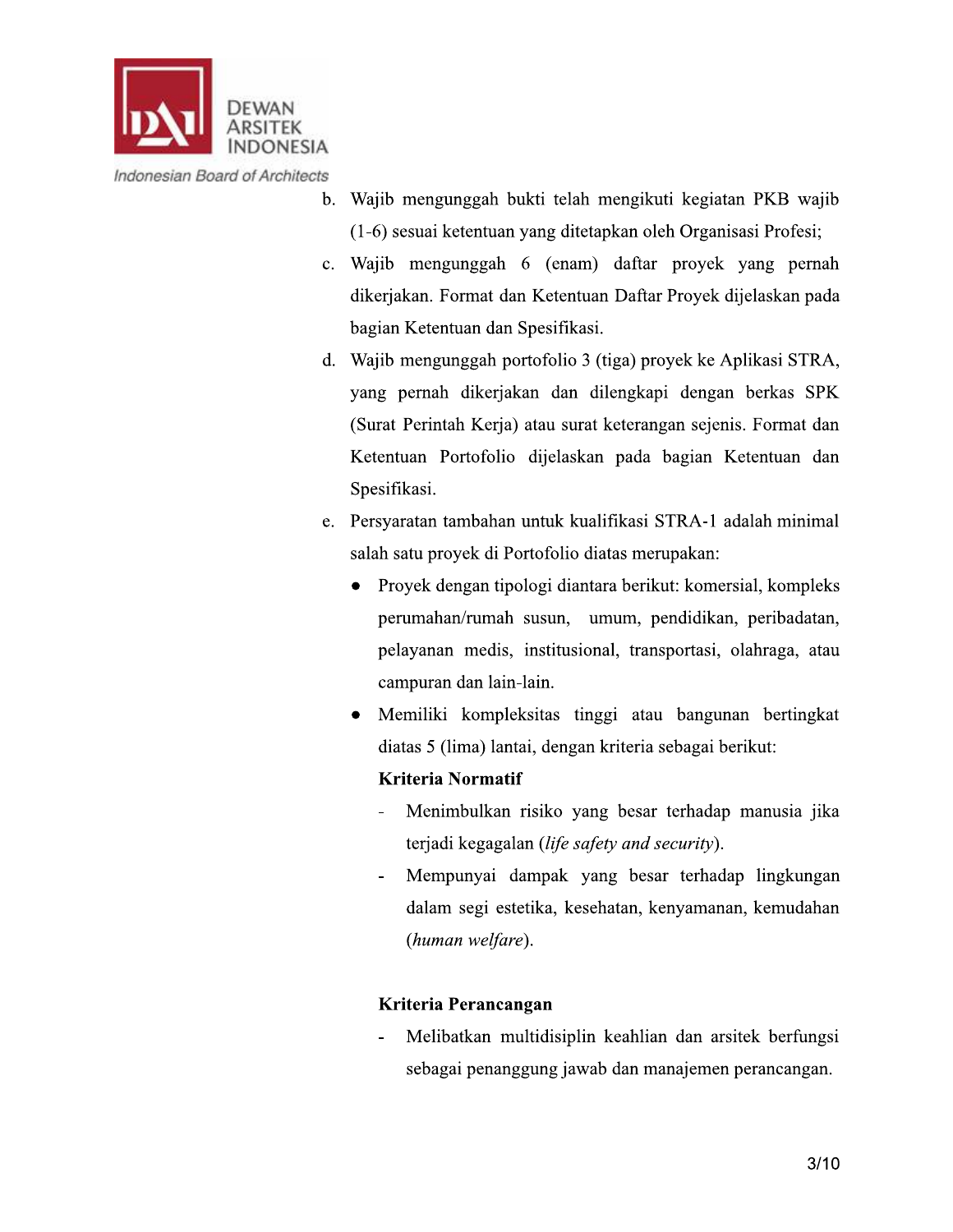b. Wajib mengunggah bukti telah mengikuti kegiatan PKB wajib (1-6) sesuai ketentuan yang ditetapkan oleh Organisasi Profesi;

c. Wajib mengunggah 6 (enam) daftar proyek yang pernah dikerjakan. Format dan Ketentuan Daftar Proyek dijelaskan pada bagian Ketentuan dan Spesifikasi.

d. Wajib mengunggah portofolio 3 (tiga) proyek ke Aplikasi STRA, yang pernah dikerjakan dan dilengkapi dengan berkas SPK (Surat Perintah Kerja) atau surat keterangan sejenis. Format dan Ketentuan Portofolio dijelaskan pada bagian Ketentuan dan Spesifikasi.

e. Persyaratan tambahan untuk kualifikasi STRA-1 adalah minimal salah satu proyek di Portofolio diatas merupakan:
   - Proyek dengan tipologi diantara berikut: komersial, kompleks perumahan/rumah susun, umum, pendidikan, peribadatan, pelayanan medis, institusional, transportasi, olahraga, atau campuran dan lain-lain.
   - Memiliki kompleksitas tinggi atau bangunan bertingkat diatas 5 (lima) lantai, dengan kriteria sebagai berikut:

     **Kriteria Normatif**
     - Menimbulkan risiko yang besar terhadap manusia jika terjadi kegagalan (*life safety and security*).
     - Mempunyai dampak yang besar terhadap lingkungan dalam segi estetika, kesehatan, kenyamanan, kemudahan (*human welfare*).

     **Kriteria Perancangan**
     - Melibatkan multidisiplin keahlian dan arsitek berfungsi sebagai penanggung jawab dan manajemen perancangan.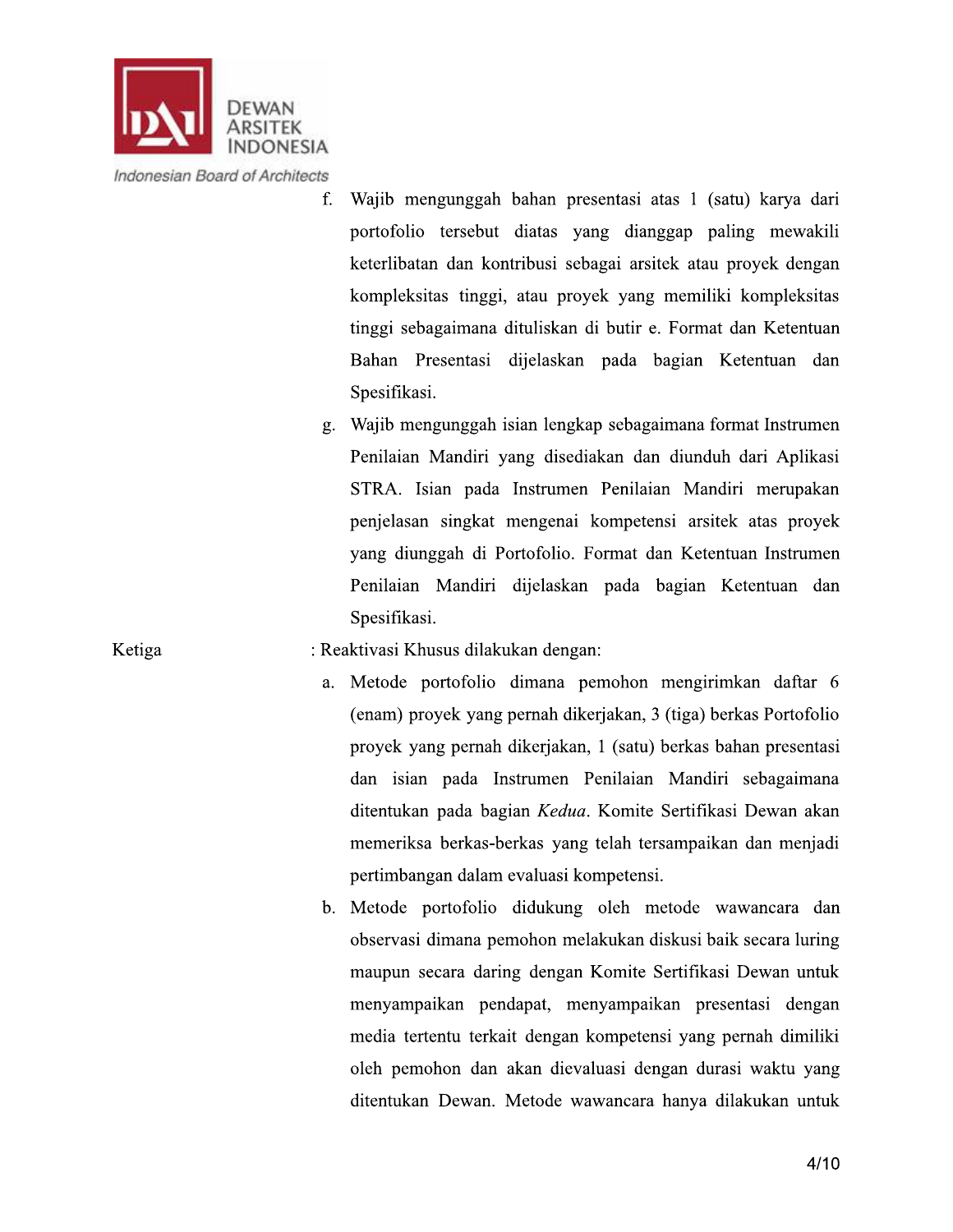f. Wajib mengunggah bahan presentasi atas 1 (satu) karya dari portofolio tersebut diatas yang dianggap paling mewakili keterlibatan dan kontribusi sebagai arsitek atau proyek dengan kompleksitas tinggi, atau proyek yang memiliki kompleksitas tinggi sebagaimana dituliskan di butir e. Format dan Ketentuan Bahan Presentasi dijelaskan pada bagian Ketentuan dan Spesifikasi.

g. Wajib mengunggah isian lengkap sebagaimana format Instrumen Penilaian Mandiri yang disediakan dan diunduh dari Aplikasi STRA. Isian pada Instrumen Penilaian Mandiri merupakan penjelasan singkat mengenai kompetensi arsitek atas proyek yang diunggah di Portofolio. Format dan Ketentuan Instrumen Penilaian Mandiri dijelaskan pada bagian Ketentuan dan Spesifikasi.

Ketiga : Reaktivasi Khusus dilakukan dengan:

a. Metode portofolio dimana pemohon mengirimkan daftar 6 (enam) proyek yang pernah dikerjakan, 3 (tiga) berkas Portofolio proyek yang pernah dikerjakan, 1 (satu) berkas bahan presentasi dan isian pada Instrumen Penilaian Mandiri sebagaimana ditentukan pada bagian *Kedua*. Komite Sertifikasi Dewan akan memeriksa berkas-berkas yang telah tersampaikan dan menjadi pertimbangan dalam evaluasi kompetensi.

b. Metode portofolio didukung oleh metode wawancara dan observasi dimana pemohon melakukan diskusi baik secara luring maupun secara daring dengan Komite Sertifikasi Dewan untuk menyampaikan pendapat, menyampaikan presentasi dengan media tertentu terkait dengan kompetensi yang pernah dimiliki oleh pemohon dan akan dievaluasi dengan durasi waktu yang ditentukan Dewan. Metode wawancara hanya dilakukan untuk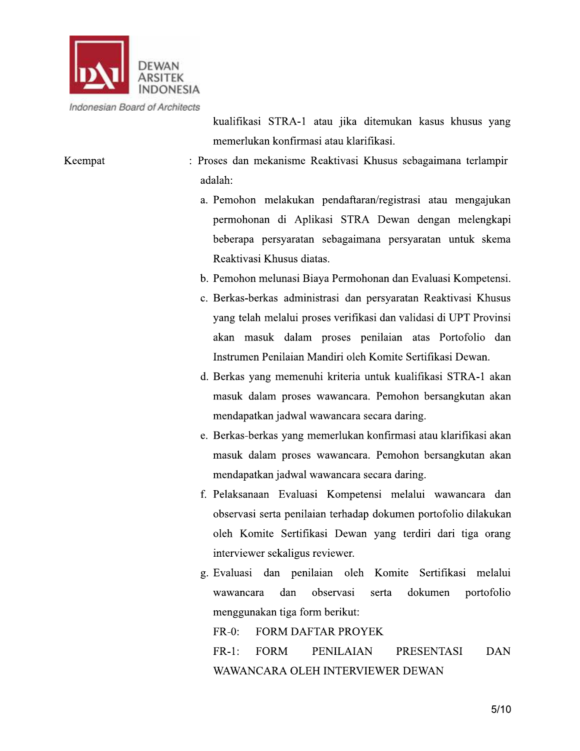kualifikasi STRA-1 atau jika ditemukan kasus khusus yang memerlukan konfirmasi atau klarifikasi.

Keempat : Proses dan mekanisme Reaktivasi Khusus sebagaimana terlampir adalah:

a. Pemohon melakukan pendaftaran/registrasi atau mengajukan permohonan di Aplikasi STRA Dewan dengan melengkapi beberapa persyaratan sebagaimana persyaratan untuk skema Reaktivasi Khusus diatas.
b. Pemohon melunasi Biaya Permohonan dan Evaluasi Kompetensi.
c. Berkas-berkas administrasi dan persyaratan Reaktivasi Khusus yang telah melalui proses verifikasi dan validasi di UPT Provinsi akan masuk dalam proses penilaian atas Portofolio dan Instrumen Penilaian Mandiri oleh Komite Sertifikasi Dewan.
d. Berkas yang memenuhi kriteria untuk kualifikasi STRA-1 akan masuk dalam proses wawancara. Pemohon bersangkutan akan mendapatkan jadwal wawancara secara daring.
e. Berkas-berkas yang memerlukan konfirmasi atau klarifikasi akan masuk dalam proses wawancara. Pemohon bersangkutan akan mendapatkan jadwal wawancara secara daring.
f. Pelaksanaan Evaluasi Kompetensi melalui wawancara dan observasi serta penilaian terhadap dokumen portofolio dilakukan oleh Komite Sertifikasi Dewan yang terdiri dari tiga orang interviewer sekaligus reviewer.
g. Evaluasi dan penilaian oleh Komite Sertifikasi melalui wawancara dan observasi serta dokumen portofolio menggunakan tiga form berikut:

   FR-0: FORM DAFTAR PROYEK

   FR-1: FORM PENILAIAN PRESENTASI DAN WAWANCARA OLEH INTERVIEWER DEWAN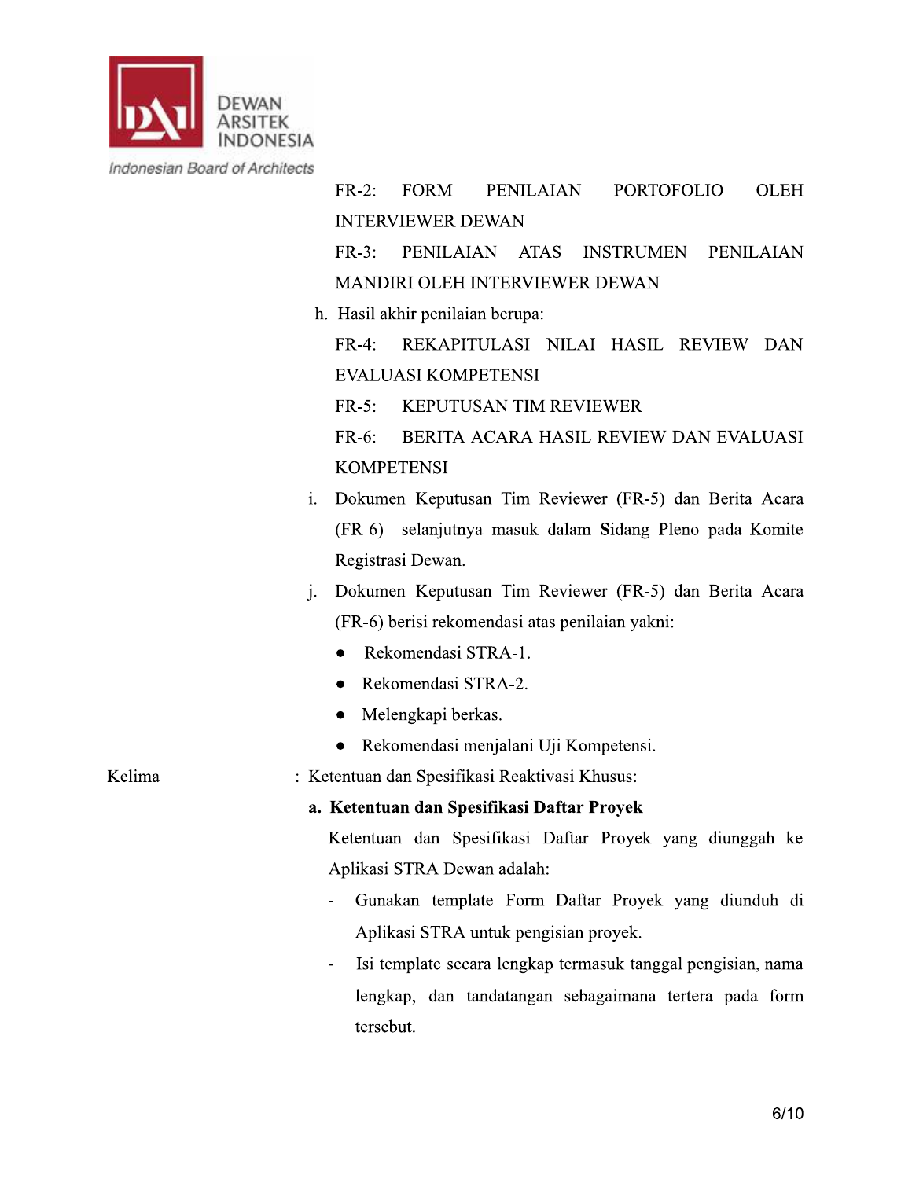FR-2: FORM PENILAIAN PORTOFOLIO OLEH INTERVIEWER DEWAN

FR-3: PENILAIAN ATAS INSTRUMEN PENILAIAN MANDIRI OLEH INTERVIEWER DEWAN

h. Hasil akhir penilaian berupa:

FR-4: REKAPITULASI NILAI HASIL REVIEW DAN EVALUASI KOMPETENSI

FR-5: KEPUTUSAN TIM REVIEWER

FR-6: BERITA ACARA HASIL REVIEW DAN EVALUASI KOMPETENSI

i. Dokumen Keputusan Tim Reviewer (FR-5) dan Berita Acara (FR-6) selanjutnya masuk dalam Sidang Pleno pada Komite Registrasi Dewan.

j. Dokumen Keputusan Tim Reviewer (FR-5) dan Berita Acara (FR-6) berisi rekomendasi atas penilaian yakni:

- Rekomendasi STRA-1.
- Rekomendasi STRA-2.
- Melengkapi berkas.
- Rekomendasi menjalani Uji Kompetensi.

Kelima : Ketentuan dan Spesifikasi Reaktivasi Khusus:

**a. Ketentuan dan Spesifikasi Daftar Proyek**

Ketentuan dan Spesifikasi Daftar Proyek yang diunggah ke Aplikasi STRA Dewan adalah:

- Gunakan template Form Daftar Proyek yang diunduh di Aplikasi STRA untuk pengisian proyek.
- Isi template secara lengkap termasuk tanggal pengisian, nama lengkap, dan tandatangan sebagaimana tertera pada form tersebut.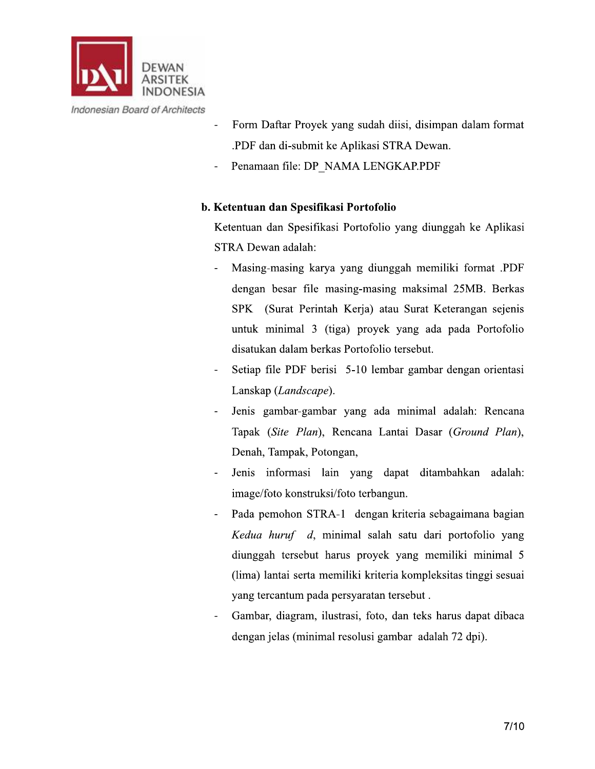- Form Daftar Proyek yang sudah diisi, disimpan dalam format .PDF dan di-submit ke Aplikasi STRA Dewan.
- Penamaan file: DP_NAMA LENGKAP.PDF

**b. Ketentuan dan Spesifikasi Portofolio**

Ketentuan dan Spesifikasi Portofolio yang diunggah ke Aplikasi STRA Dewan adalah:

- Masing-masing karya yang diunggah memiliki format .PDF dengan besar file masing-masing maksimal 25MB. Berkas SPK (Surat Perintah Kerja) atau Surat Keterangan sejenis untuk minimal 3 (tiga) proyek yang ada pada Portofolio disatukan dalam berkas Portofolio tersebut.
- Setiap file PDF berisi 5-10 lembar gambar dengan orientasi Lanskap (*Landscape*).
- Jenis gambar-gambar yang ada minimal adalah: Rencana Tapak (*Site Plan*), Rencana Lantai Dasar (*Ground Plan*), Denah, Tampak, Potongan,
- Jenis informasi lain yang dapat ditambahkan adalah: image/foto konstruksi/foto terbangun.
- Pada pemohon STRA-1 dengan kriteria sebagaimana bagian *Kedua huruf* d, minimal salah satu dari portofolio yang diunggah tersebut harus proyek yang memiliki minimal 5 (lima) lantai serta memiliki kriteria kompleksitas tinggi sesuai yang tercantum pada persyaratan tersebut .
- Gambar, diagram, ilustrasi, foto, dan teks harus dapat dibaca dengan jelas (minimal resolusi gambar adalah 72 dpi).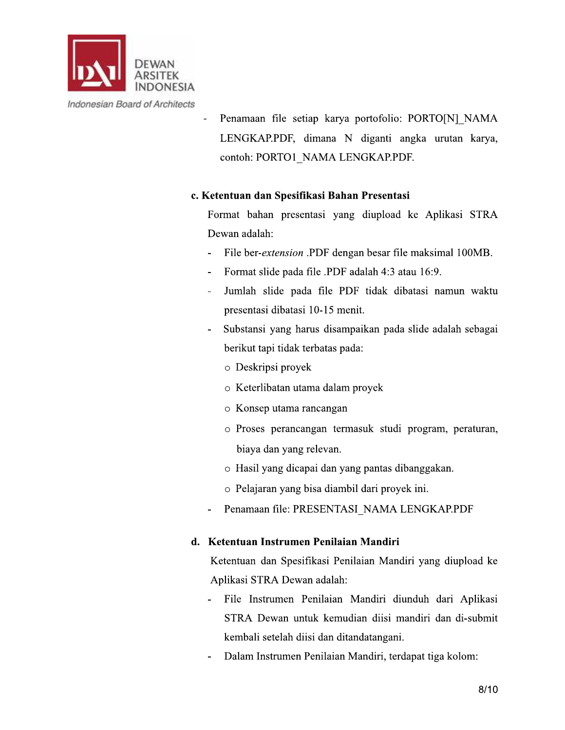- Penamaan file setiap karya portofolio: PORTO[N]_NAMA LENGKAP.PDF, dimana N diganti angka urutan karya, contoh: PORTO1_NAMA LENGKAP.PDF.

**c. Ketentuan dan Spesifikasi Bahan Presentasi**

Format bahan presentasi yang diupload ke Aplikasi STRA Dewan adalah:

- File ber-*extension* .PDF dengan besar file maksimal 100MB.
- Format slide pada file .PDF adalah 4:3 atau 16:9.
- Jumlah slide pada file PDF tidak dibatasi namun waktu presentasi dibatasi 10-15 menit.
- Substansi yang harus disampaikan pada slide adalah sebagai berikut tapi tidak terbatas pada:
  - Deskripsi proyek
  - Keterlibatan utama dalam proyek
  - Konsep utama rancangan
  - Proses perancangan termasuk studi program, peraturan, biaya dan yang relevan.
  - Hasil yang dicapai dan yang pantas dibanggakan.
  - Pelajaran yang bisa diambil dari proyek ini.
- Penamaan file: PRESENTASI_NAMA LENGKAP.PDF

**d. Ketentuan Instrumen Penilaian Mandiri**

Ketentuan dan Spesifikasi Penilaian Mandiri yang diupload ke Aplikasi STRA Dewan adalah:

- File Instrumen Penilaian Mandiri diunduh dari Aplikasi STRA Dewan untuk kemudian diisi mandiri dan di-submit kembali setelah diisi dan ditandatangani.
- Dalam Instrumen Penilaian Mandiri, terdapat tiga kolom: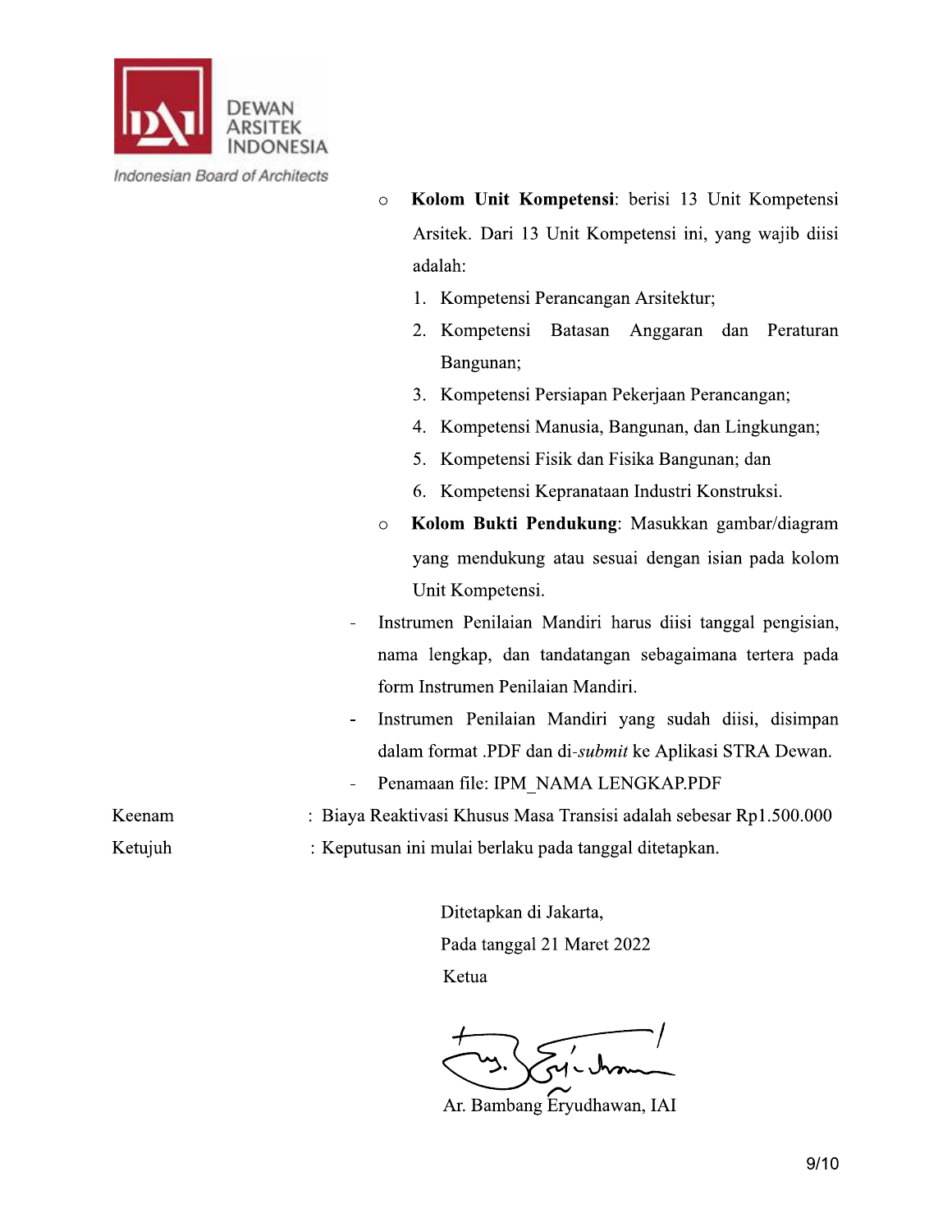- **Kolom Unit Kompetensi**: berisi 13 Unit Kompetensi Arsitek. Dari 13 Unit Kompetensi ini, yang wajib diisi adalah:
  1. Kompetensi Perancangan Arsitektur;
  2. Kompetensi Batasan Anggaran dan Peraturan Bangunan;
  3. Kompetensi Persiapan Pekerjaan Perancangan;
  4. Kompetensi Manusia, Bangunan, dan Lingkungan;
  5. Kompetensi Fisik dan Fisika Bangunan; dan
  6. Kompetensi Kepranataan Industri Konstruksi.
- **Kolom Bukti Pendukung**: Masukkan gambar/diagram yang mendukung atau sesuai dengan isian pada kolom Unit Kompetensi.

- Instrumen Penilaian Mandiri harus diisi tanggal pengisian, nama lengkap, dan tandatangan sebagaimana tertera pada form Instrumen Penilaian Mandiri.
- Instrumen Penilaian Mandiri yang sudah diisi, disimpan dalam format .PDF dan di-*submit* ke Aplikasi STRA Dewan.
- Penamaan file: IPM_NAMA LENGKAP.PDF

Keenam : Biaya Reaktivasi Khusus Masa Transisi adalah sebesar Rp1.500.000

Ketujuh : Keputusan ini mulai berlaku pada tanggal ditetapkan.

Ditetapkan di Jakarta,
Pada tanggal 21 Maret 2022
Ketua

Ar. Bambang Eryudhawan, IAI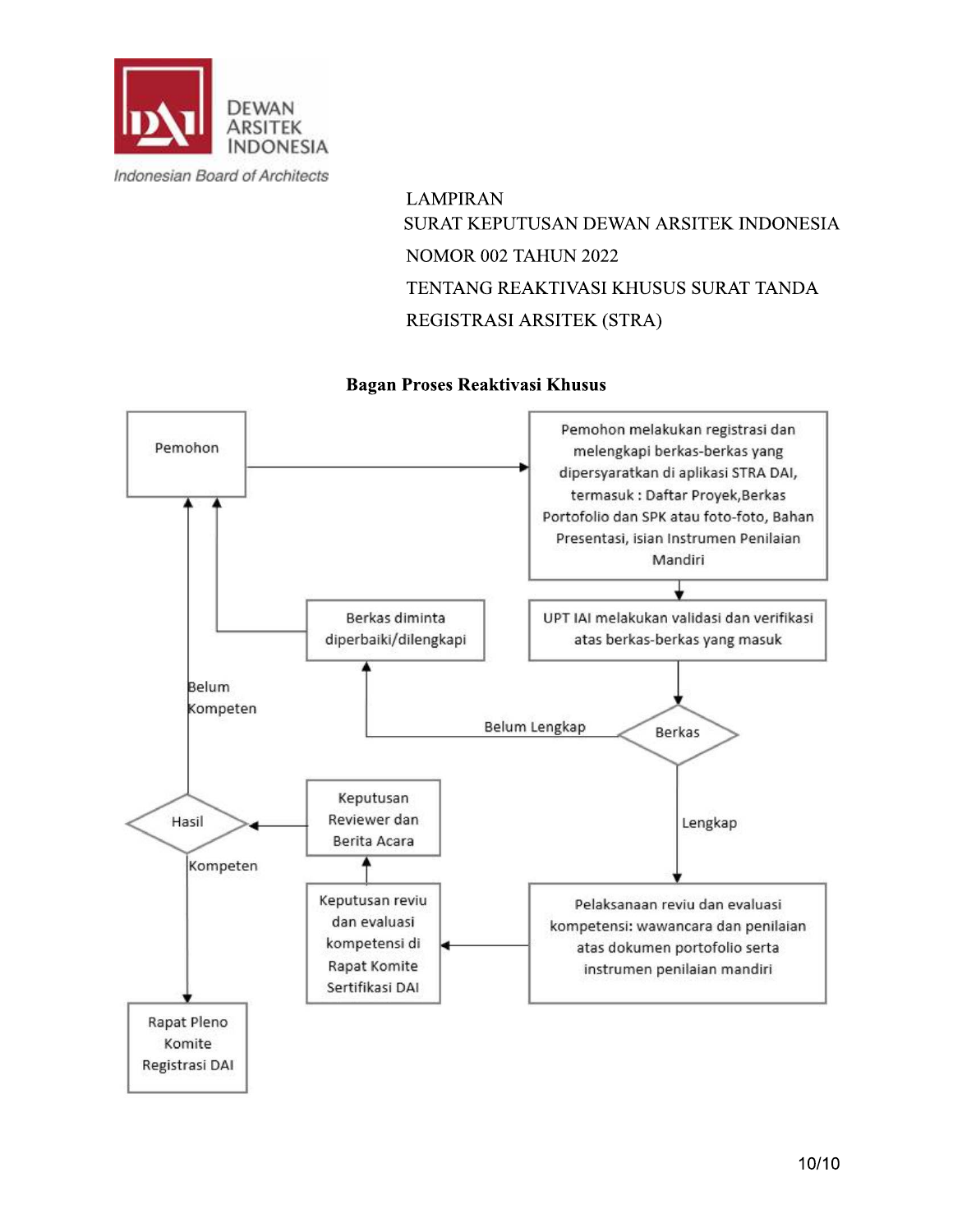DEWAN ARSITEK INDONESIA

Indonesian Board of Architects

LAMPIRAN
SURAT KEPUTUSAN DEWAN ARSITEK INDONESIA
NOMOR 002 TAHUN 2022
TENTANG REAKTIVASI KHUSUS SURAT TANDA REGISTRASI ARSITEK (STRA)

**Bagan Proses Reaktivasi Khusus**

Pemohon

Pemohon melakukan registrasi dan melengkapi berkas-berkas yang dipersyaratkan di aplikasi STRA DAI, termasuk : Daftar Proyek,Berkas Portofolio dan SPK atau foto-foto, Bahan Presentasi, isian Instrumen Penilaian Mandiri

UPT IAI melakukan validasi dan verifikasi atas berkas-berkas yang masuk

Berkas

Belum Lengkap

Berkas diminta diperbaiki/dilengkapi

Lengkap

Pelaksanaan reviu dan evaluasi kompetensi: wawancara dan penilaian atas dokumen portofolio serta instrumen penilaian mandiri

Keputusan reviu dan evaluasi kompetensi di Rapat Komite Sertifikasi DAI

Keputusan Reviewer dan Berita Acara

Hasil

Belum Kompeten

Kompeten

Rapat Pleno Komite Registrasi DAI